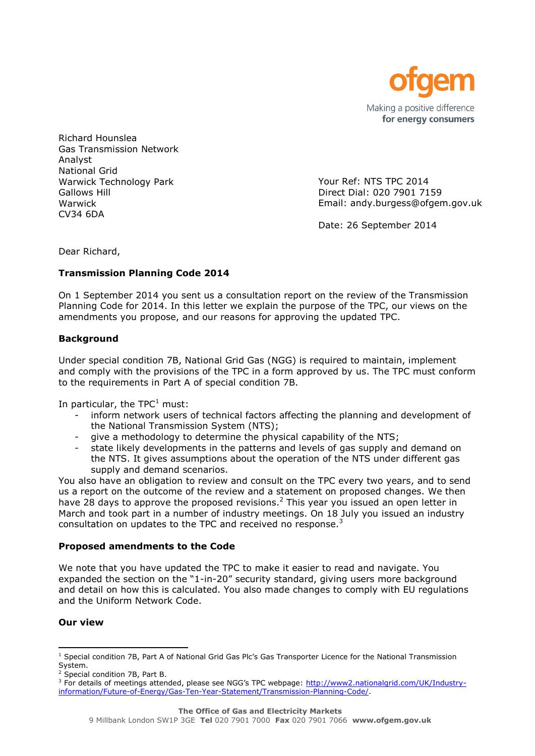ofgem

Making a positive difference
for energy consumers

Richard Hounslea
Gas Transmission Network
Analyst
National Grid
Warwick Technology Park
Gallows Hill
Warwick
CV34 6DA

Your Ref: NTS TPC 2014
Direct Dial: 020 7901 7159
Email: andy.burgess@ofgem.gov.uk

Date: 26 September 2014

Dear Richard,

**Transmission Planning Code 2014**

On 1 September 2014 you sent us a consultation report on the review of the Transmission Planning Code for 2014. In this letter we explain the purpose of the TPC, our views on the amendments you propose, and our reasons for approving the updated TPC.

**Background**

Under special condition 7B, National Grid Gas (NGG) is required to maintain, implement and comply with the provisions of the TPC in a form approved by us. The TPC must conform to the requirements in Part A of special condition 7B.

In particular, the TPC[1] must:

- inform network users of technical factors affecting the planning and development of the National Transmission System (NTS);
- give a methodology to determine the physical capability of the NTS;
- state likely developments in the patterns and levels of gas supply and demand on the NTS. It gives assumptions about the operation of the NTS under different gas supply and demand scenarios.

You also have an obligation to review and consult on the TPC every two years, and to send us a report on the outcome of the review and a statement on proposed changes. We then have 28 days to approve the proposed revisions.[2] This year you issued an open letter in March and took part in a number of industry meetings. On 18 July you issued an industry consultation on updates to the TPC and received no response.[3]

**Proposed amendments to the Code**

We note that you have updated the TPC to make it easier to read and navigate. You expanded the section on the "1-in-20" security standard, giving users more background and detail on how this is calculated. You also made changes to comply with EU regulations and the Uniform Network Code.

**Our view**

[1] Special condition 7B, Part A of National Grid Gas Plc's Gas Transporter Licence for the National Transmission System.

[2] Special condition 7B, Part B.

[3] For details of meetings attended, please see NGG's TPC webpage: http://www2.nationalgrid.com/UK/Industry-information/Future-of-Energy/Gas-Ten-Year-Statement/Transmission-Planning-Code/.

**The Office of Gas and Electricity Markets**
9 Millbank London SW1P 3GE **Tel** 020 7901 7000 **Fax** 020 7901 7066 **www.ofgem.gov.uk**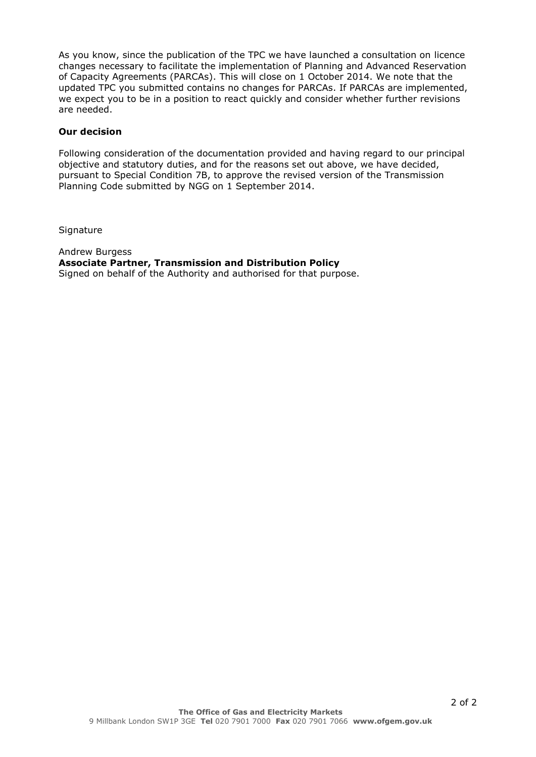As you know, since the publication of the TPC we have launched a consultation on licence changes necessary to facilitate the implementation of Planning and Advanced Reservation of Capacity Agreements (PARCAs). This will close on 1 October 2014. We note that the updated TPC you submitted contains no changes for PARCAs. If PARCAs are implemented, we expect you to be in a position to react quickly and consider whether further revisions are needed.

**Our decision**

Following consideration of the documentation provided and having regard to our principal objective and statutory duties, and for the reasons set out above, we have decided, pursuant to Special Condition 7B, to approve the revised version of the Transmission Planning Code submitted by NGG on 1 September 2014.

Signature

Andrew Burgess
**Associate Partner, Transmission and Distribution Policy**
Signed on behalf of the Authority and authorised for that purpose.